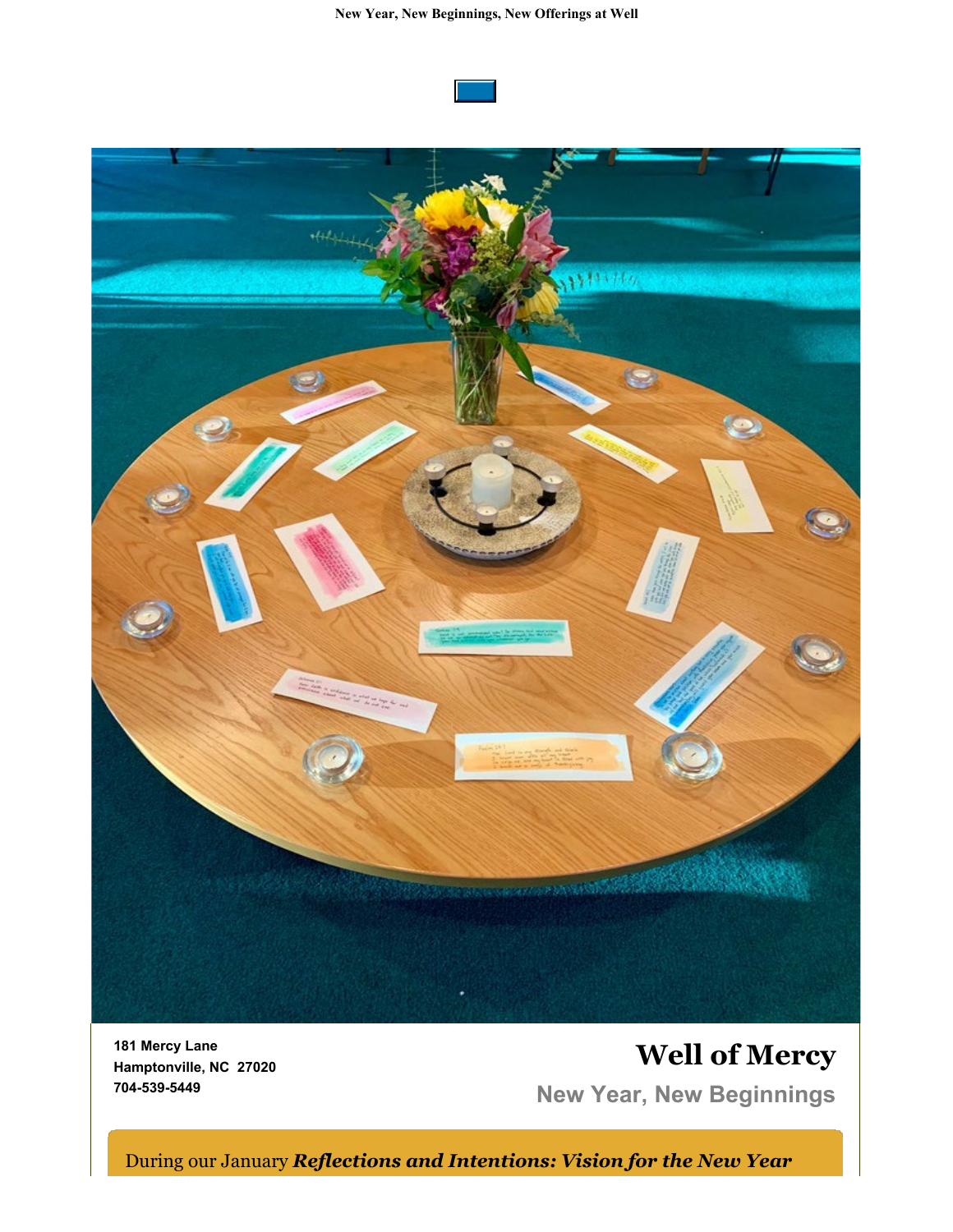New Year, New Beginnings, New Offerings at Well

**181 Mercy Lane**
**Hamptonville, NC 27020**
**704-539-5449**

# Well of Mercy

## New Year, New Beginnings

During our January ***Reflections and Intentions: Vision for the New Year***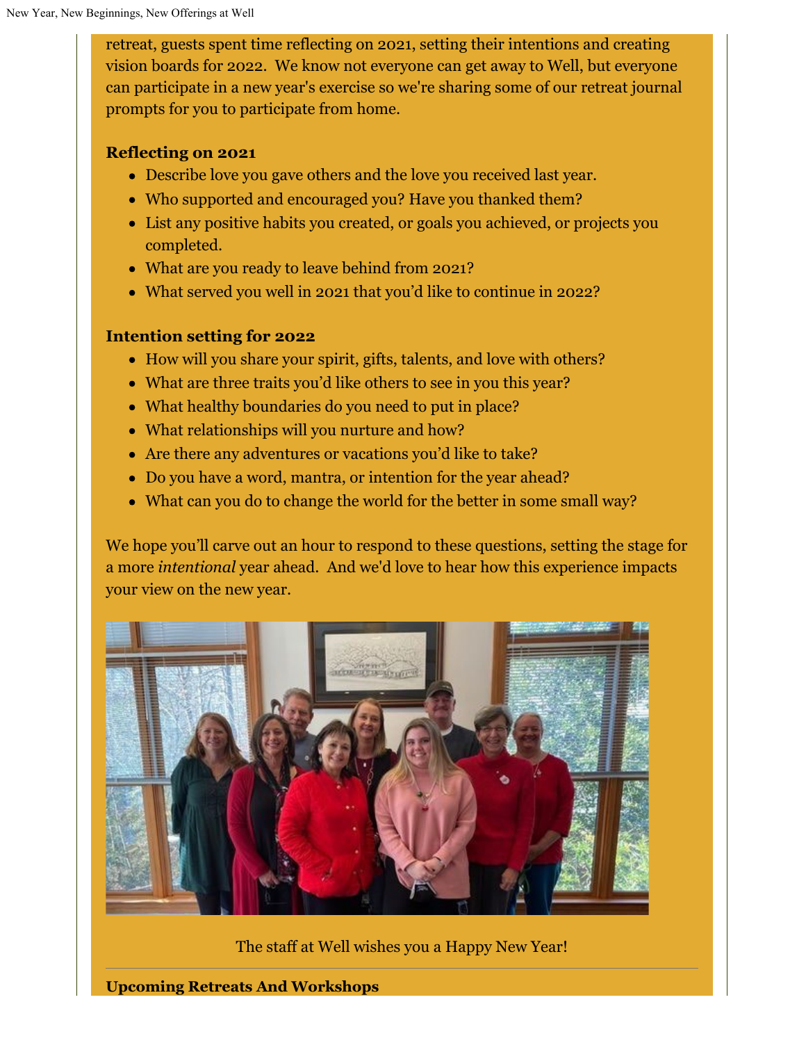retreat, guests spent time reflecting on 2021, setting their intentions and creating vision boards for 2022. We know not everyone can get away to Well, but everyone can participate in a new year's exercise so we're sharing some of our retreat journal prompts for you to participate from home.

**Reflecting on 2021**

- Describe love you gave others and the love you received last year.
- Who supported and encouraged you? Have you thanked them?
- List any positive habits you created, or goals you achieved, or projects you completed.
- What are you ready to leave behind from 2021?
- What served you well in 2021 that you'd like to continue in 2022?

**Intention setting for 2022**

- How will you share your spirit, gifts, talents, and love with others?
- What are three traits you'd like others to see in you this year?
- What healthy boundaries do you need to put in place?
- What relationships will you nurture and how?
- Are there any adventures or vacations you'd like to take?
- Do you have a word, mantra, or intention for the year ahead?
- What can you do to change the world for the better in some small way?

We hope you'll carve out an hour to respond to these questions, setting the stage for a more *intentional* year ahead. And we'd love to hear how this experience impacts your view on the new year.

The staff at Well wishes you a Happy New Year!

---

**Upcoming Retreats And Workshops**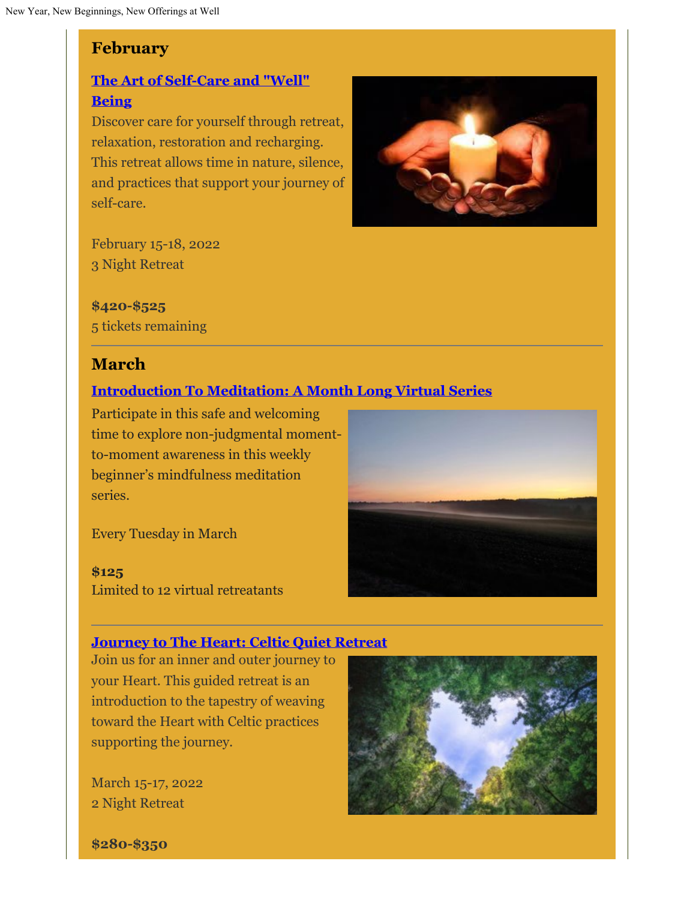## February

### The Art of Self-Care and "Well" Being

Discover care for yourself through retreat, relaxation, restoration and recharging. This retreat allows time in nature, silence, and practices that support your journey of self-care.

February 15-18, 2022
3 Night Retreat

**$420-$525**
5 tickets remaining

---

## March

### Introduction To Meditation: A Month Long Virtual Series

Participate in this safe and welcoming time to explore non-judgmental moment-to-moment awareness in this weekly beginner's mindfulness meditation series.

Every Tuesday in March

**$125**
Limited to 12 virtual retreatants

---

### Journey to The Heart: Celtic Quiet Retreat

Join us for an inner and outer journey to your Heart. This guided retreat is an introduction to the tapestry of weaving toward the Heart with Celtic practices supporting the journey.

March 15-17, 2022
2 Night Retreat

**$280-$350**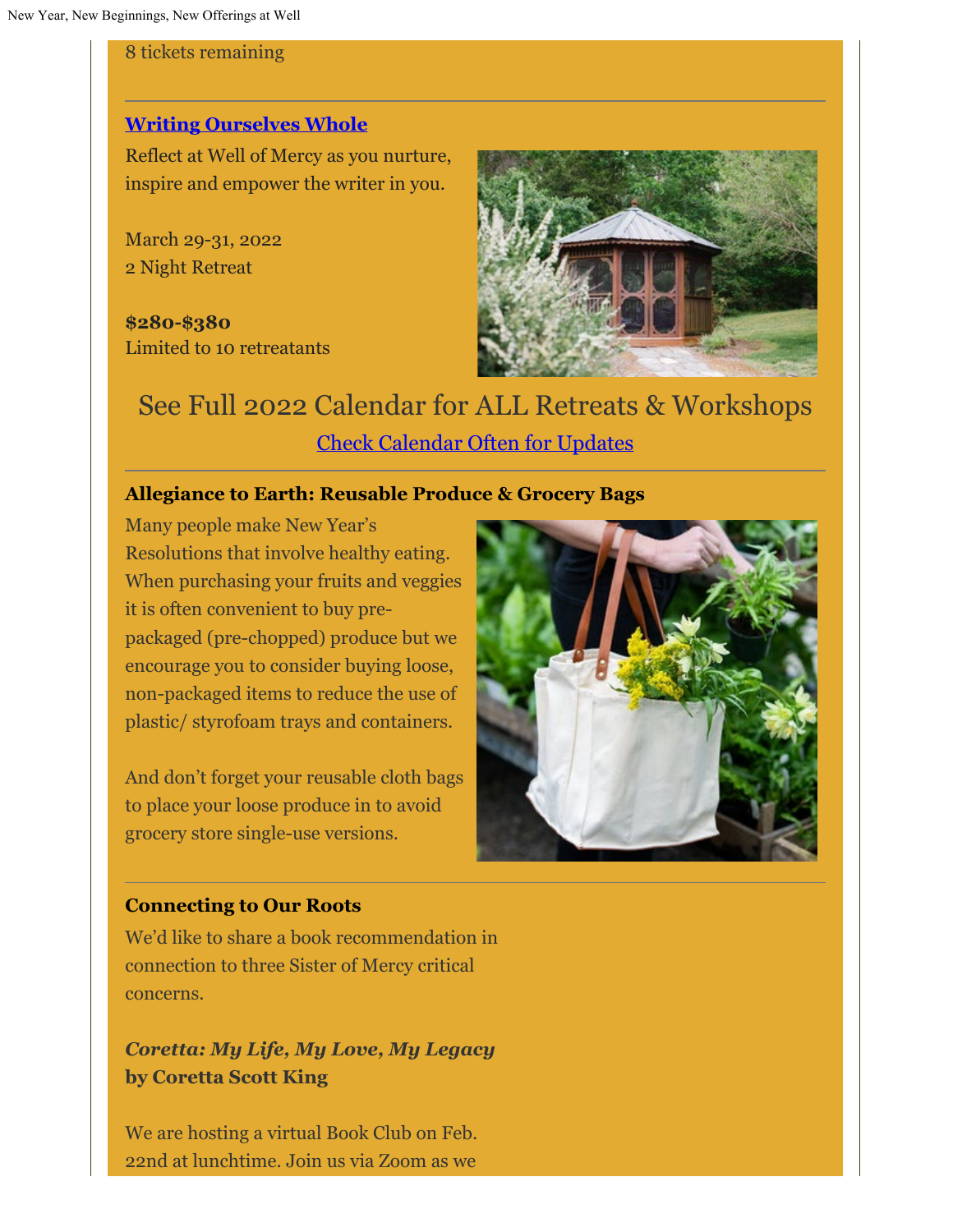8 tickets remaining

---

### [Writing Ourselves Whole]

Reflect at Well of Mercy as you nurture, inspire and empower the writer in you.

March 29-31, 2022
2 Night Retreat

**$280-$380**
Limited to 10 retreatants

## See Full 2022 Calendar for ALL Retreats & Workshops

[Check Calendar Often for Updates]

---

### Allegiance to Earth: Reusable Produce & Grocery Bags

Many people make New Year's Resolutions that involve healthy eating. When purchasing your fruits and veggies it is often convenient to buy pre-packaged (pre-chopped) produce but we encourage you to consider buying loose, non-packaged items to reduce the use of plastic/ styrofoam trays and containers.

And don't forget your reusable cloth bags to place your loose produce in to avoid grocery store single-use versions.

---

### Connecting to Our Roots

We'd like to share a book recommendation in connection to three Sister of Mercy critical concerns.

***Coretta: My Life, My Love, My Legacy***
**by Coretta Scott King**

We are hosting a virtual Book Club on Feb. 22nd at lunchtime. Join us via Zoom as we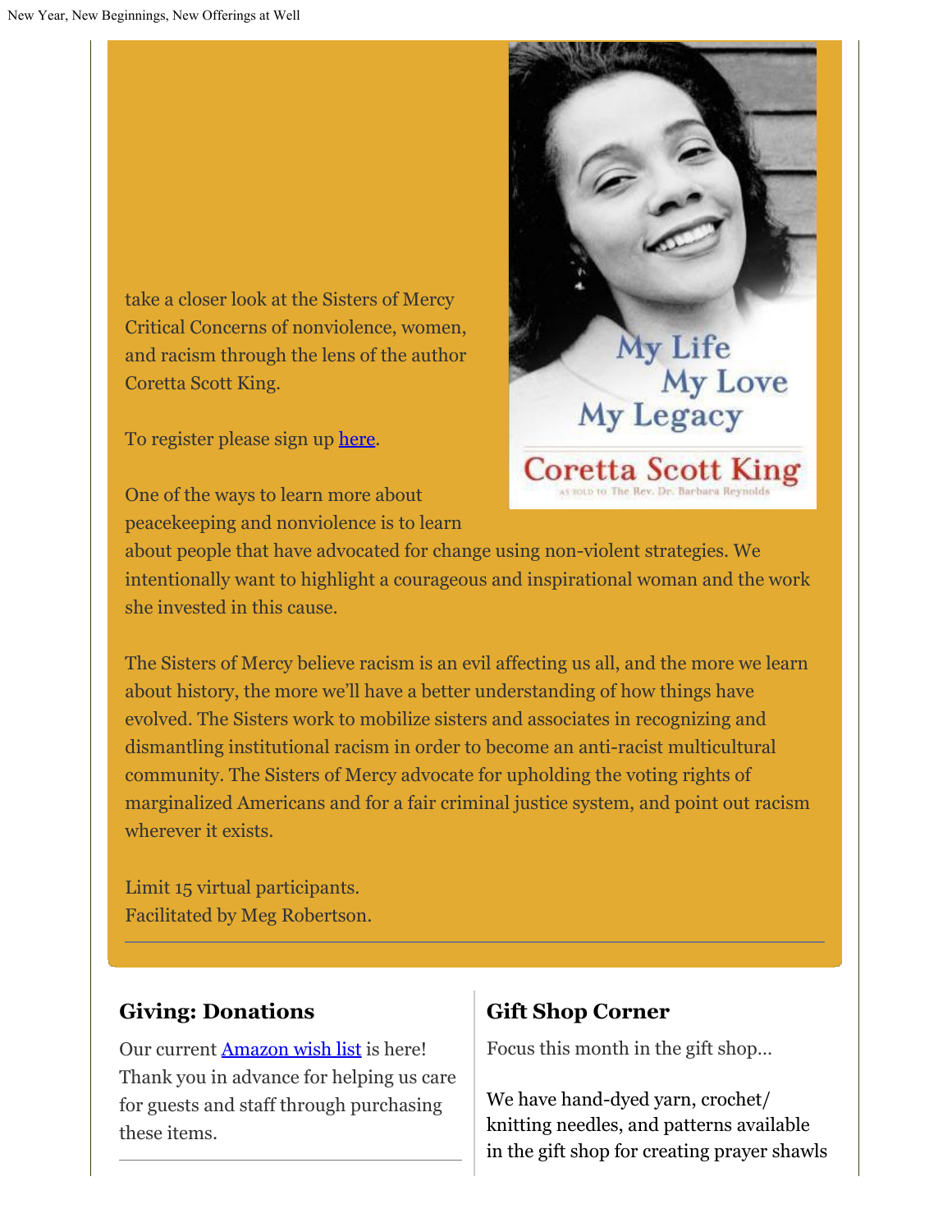take a closer look at the Sisters of Mercy Critical Concerns of nonviolence, women, and racism through the lens of the author Coretta Scott King.

To register please sign up here.

One of the ways to learn more about peacekeeping and nonviolence is to learn about people that have advocated for change using non-violent strategies. We intentionally want to highlight a courageous and inspirational woman and the work she invested in this cause.

The Sisters of Mercy believe racism is an evil affecting us all, and the more we learn about history, the more we'll have a better understanding of how things have evolved. The Sisters work to mobilize sisters and associates in recognizing and dismantling institutional racism in order to become an anti-racist multicultural community. The Sisters of Mercy advocate for upholding the voting rights of marginalized Americans and for a fair criminal justice system, and point out racism wherever it exists.

Limit 15 virtual participants.
Facilitated by Meg Robertson.

---

## Giving: Donations

Our current Amazon wish list is here! Thank you in advance for helping us care for guests and staff through purchasing these items.

---

## Gift Shop Corner

Focus this month in the gift shop...

We have hand-dyed yarn, crochet/knitting needles, and patterns available in the gift shop for creating prayer shawls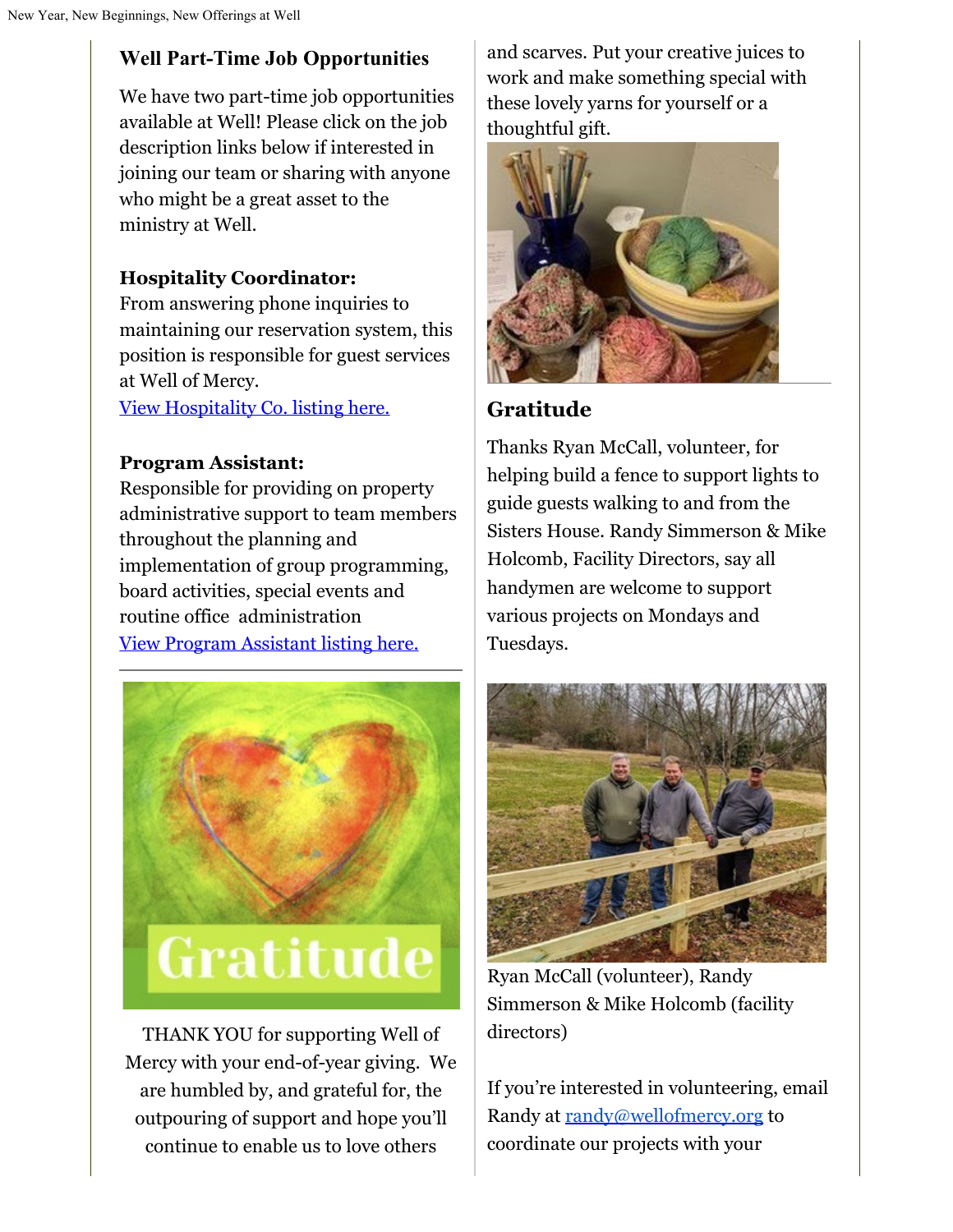## Well Part-Time Job Opportunities

We have two part-time job opportunities available at Well! Please click on the job description links below if interested in joining our team or sharing with anyone who might be a great asset to the ministry at Well.

**Hospitality Coordinator:**
From answering phone inquiries to maintaining our reservation system, this position is responsible for guest services at Well of Mercy.
[View Hospitality Co. listing here.]

**Program Assistant:**
Responsible for providing on property administrative support to team members throughout the planning and implementation of group programming, board activities, special events and routine office administration
[View Program Assistant listing here.]

THANK YOU for supporting Well of Mercy with your end-of-year giving. We are humbled by, and grateful for, the outpouring of support and hope you'll continue to enable us to love others

and scarves. Put your creative juices to work and make something special with these lovely yarns for yourself or a thoughtful gift.

## Gratitude

Thanks Ryan McCall, volunteer, for helping build a fence to support lights to guide guests walking to and from the Sisters House. Randy Simmerson & Mike Holcomb, Facility Directors, say all handymen are welcome to support various projects on Mondays and Tuesdays.

Ryan McCall (volunteer), Randy Simmerson & Mike Holcomb (facility directors)

If you're interested in volunteering, email Randy at randy@wellofmercy.org to coordinate our projects with your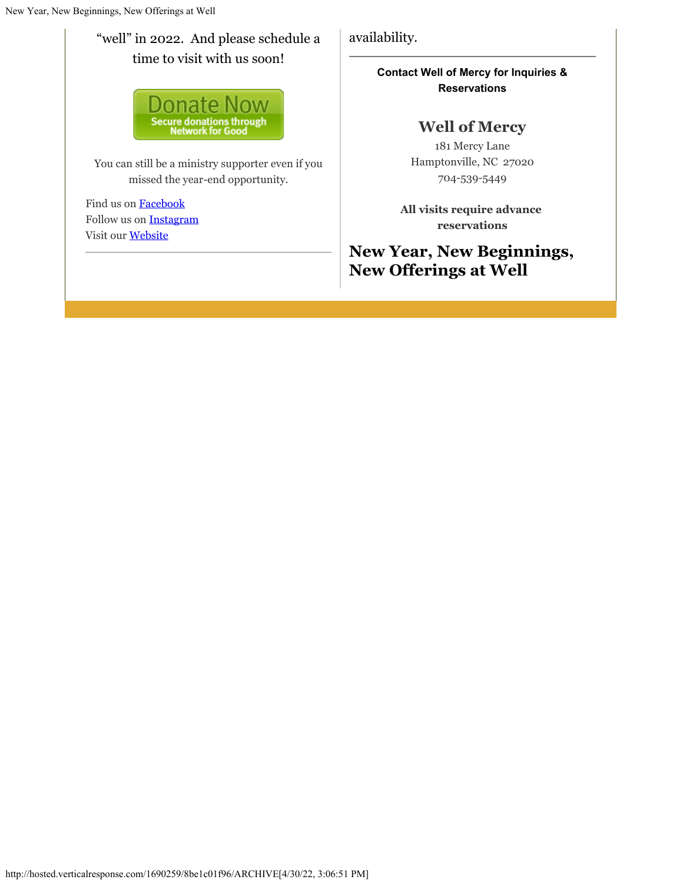"well" in 2022.  And please schedule a time to visit with us soon!

Donate Now
Secure donations through Network for Good

You can still be a ministry supporter even if you missed the year-end opportunity.

Find us on [Facebook]()
Follow us on [Instagram]()
Visit our [Website]()

---

availability.

---

**Contact Well of Mercy for Inquiries & Reservations**

## Well of Mercy

181 Mercy Lane
Hamptonville, NC  27020
704-539-5449

**All visits require advance reservations**

# New Year, New Beginnings, New Offerings at Well